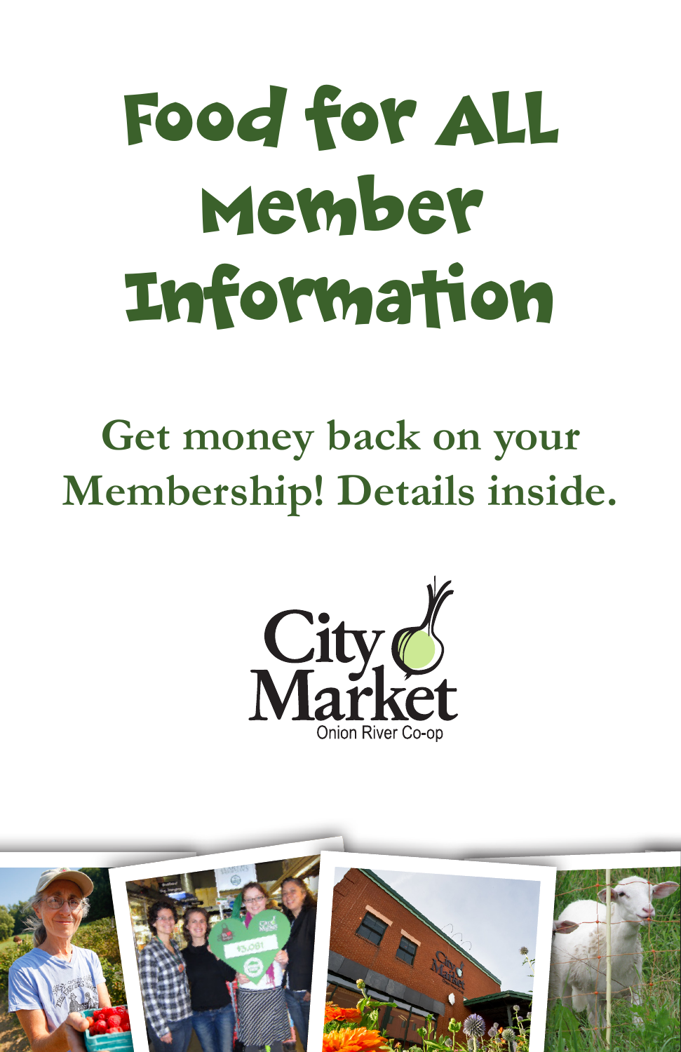# Food for ALL Member Information

**Get money back on your Membership! Details inside.**

City Market
Onion River Co-op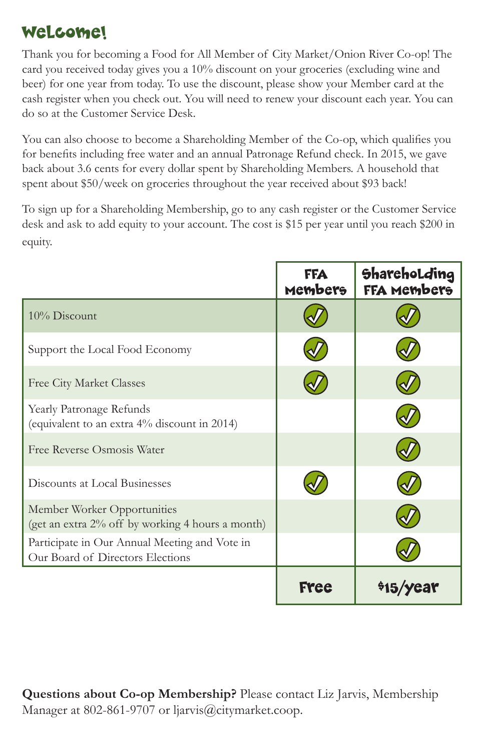# Welcome!

Thank you for becoming a Food for All Member of City Market/Onion River Co-op! The card you received today gives you a 10% discount on your groceries (excluding wine and beer) for one year from today. To use the discount, please show your Member card at the cash register when you check out. You will need to renew your discount each year. You can do so at the Customer Service Desk.

You can also choose to become a Shareholding Member of the Co-op, which qualifies you for benefits including free water and an annual Patronage Refund check. In 2015, we gave back about 3.6 cents for every dollar spent by Shareholding Members. A household that spent about $50/week on groceries throughout the year received about $93 back!

To sign up for a Shareholding Membership, go to any cash register or the Customer Service desk and ask to add equity to your account. The cost is $15 per year until you reach $200 in equity.

| | FFA Members | Shareholding FFA Members |
|---|---|---|
| 10% Discount | ✓ | ✓ |
| Support the Local Food Economy | ✓ | ✓ |
| Free City Market Classes | ✓ | ✓ |
| Yearly Patronage Refunds (equivalent to an extra 4% discount in 2014) | | ✓ |
| Free Reverse Osmosis Water | | ✓ |
| Discounts at Local Businesses | ✓ | ✓ |
| Member Worker Opportunities (get an extra 2% off by working 4 hours a month) | | ✓ |
| Participate in Our Annual Meeting and Vote in Our Board of Directors Elections | | ✓ |
| | Free | $15/year |

**Questions about Co-op Membership?** Please contact Liz Jarvis, Membership Manager at 802-861-9707 or ljarvis@citymarket.coop.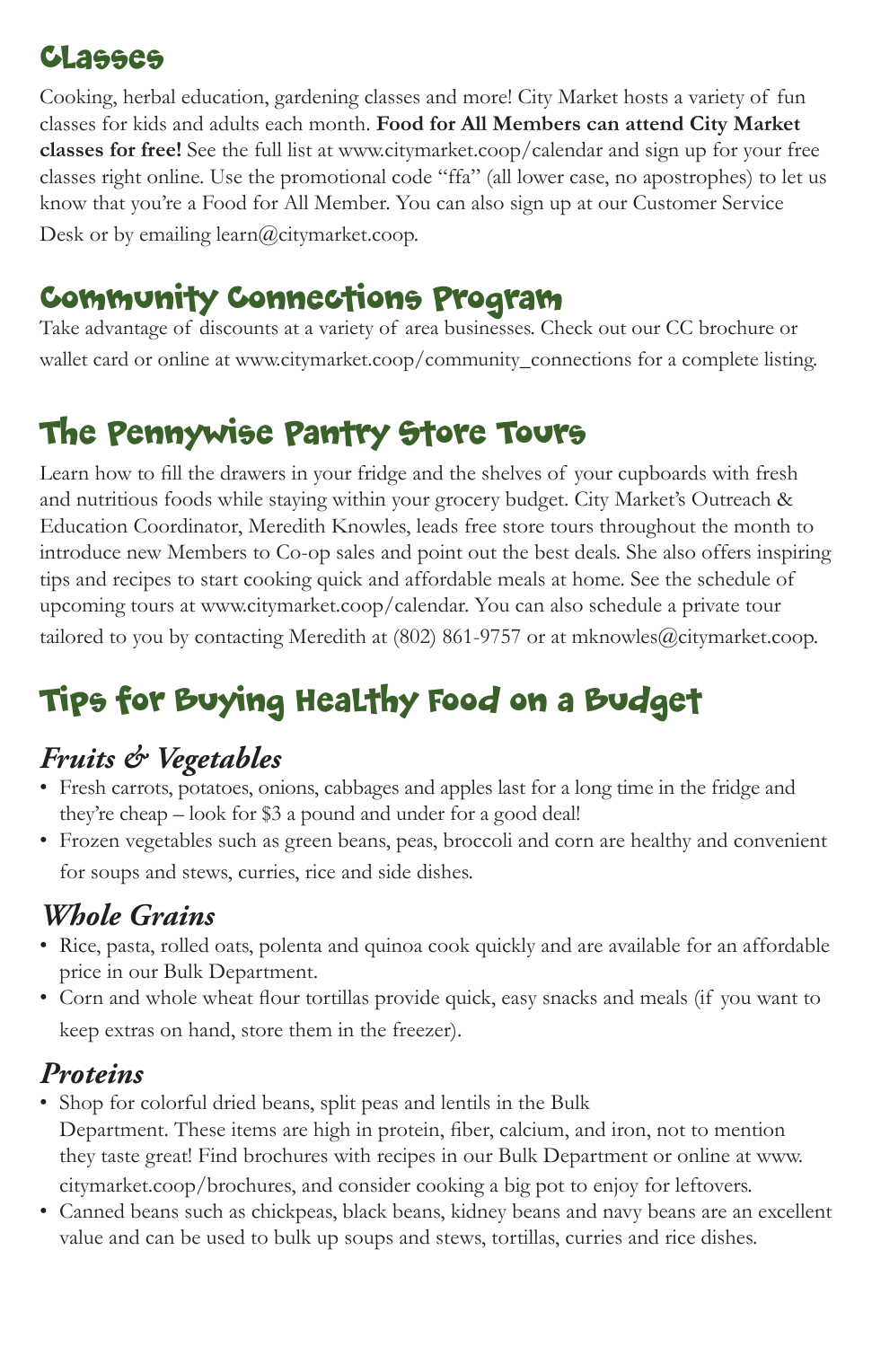## Classes

Cooking, herbal education, gardening classes and more! City Market hosts a variety of fun classes for kids and adults each month. **Food for All Members can attend City Market classes for free!** See the full list at www.citymarket.coop/calendar and sign up for your free classes right online. Use the promotional code "ffa" (all lower case, no apostrophes) to let us know that you're a Food for All Member. You can also sign up at our Customer Service Desk or by emailing learn@citymarket.coop.

## Community Connections Program

Take advantage of discounts at a variety of area businesses. Check out our CC brochure or wallet card or online at www.citymarket.coop/community_connections for a complete listing.

## The Pennywise Pantry Store Tours

Learn how to fill the drawers in your fridge and the shelves of your cupboards with fresh and nutritious foods while staying within your grocery budget. City Market's Outreach & Education Coordinator, Meredith Knowles, leads free store tours throughout the month to introduce new Members to Co-op sales and point out the best deals. She also offers inspiring tips and recipes to start cooking quick and affordable meals at home. See the schedule of upcoming tours at www.citymarket.coop/calendar. You can also schedule a private tour tailored to you by contacting Meredith at (802) 861-9757 or at mknowles@citymarket.coop.

## Tips for Buying Healthy Food on a Budget

### *Fruits & Vegetables*

- Fresh carrots, potatoes, onions, cabbages and apples last for a long time in the fridge and they're cheap – look for $3 a pound and under for a good deal!
- Frozen vegetables such as green beans, peas, broccoli and corn are healthy and convenient for soups and stews, curries, rice and side dishes.

### *Whole Grains*

- Rice, pasta, rolled oats, polenta and quinoa cook quickly and are available for an affordable price in our Bulk Department.
- Corn and whole wheat flour tortillas provide quick, easy snacks and meals (if you want to keep extras on hand, store them in the freezer).

### *Proteins*

- Shop for colorful dried beans, split peas and lentils in the Bulk Department. These items are high in protein, fiber, calcium, and iron, not to mention they taste great! Find brochures with recipes in our Bulk Department or online at www.citymarket.coop/brochures, and consider cooking a big pot to enjoy for leftovers.
- Canned beans such as chickpeas, black beans, kidney beans and navy beans are an excellent value and can be used to bulk up soups and stews, tortillas, curries and rice dishes.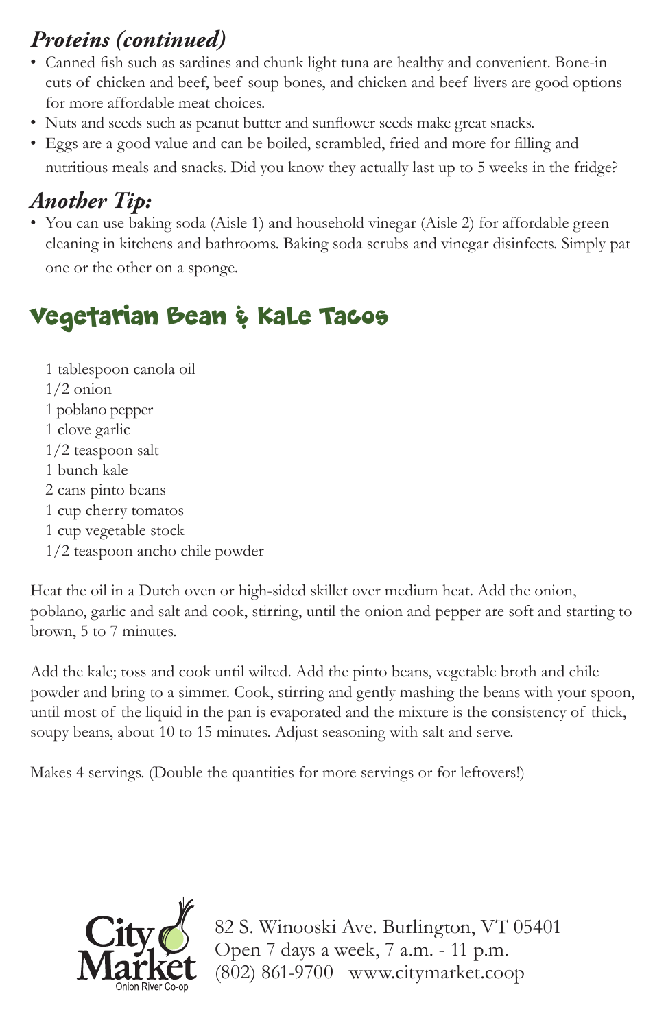## *Proteins (continued)*

- Canned fish such as sardines and chunk light tuna are healthy and convenient. Bone-in cuts of chicken and beef, beef soup bones, and chicken and beef livers are good options for more affordable meat choices.
- Nuts and seeds such as peanut butter and sunflower seeds make great snacks.
- Eggs are a good value and can be boiled, scrambled, fried and more for filling and nutritious meals and snacks. Did you know they actually last up to 5 weeks in the fridge?

## *Another Tip:*

- You can use baking soda (Aisle 1) and household vinegar (Aisle 2) for affordable green cleaning in kitchens and bathrooms. Baking soda scrubs and vinegar disinfects. Simply pat one or the other on a sponge.

# Vegetarian Bean & Kale Tacos

1 tablespoon canola oil  
1/2 onion  
1 poblano pepper  
1 clove garlic  
1/2 teaspoon salt  
1 bunch kale  
2 cans pinto beans  
1 cup cherry tomatos  
1 cup vegetable stock  
1/2 teaspoon ancho chile powder

Heat the oil in a Dutch oven or high-sided skillet over medium heat. Add the onion, poblano, garlic and salt and cook, stirring, until the onion and pepper are soft and starting to brown, 5 to 7 minutes.

Add the kale; toss and cook until wilted. Add the pinto beans, vegetable broth and chile powder and bring to a simmer. Cook, stirring and gently mashing the beans with your spoon, until most of the liquid in the pan is evaporated and the mixture is the consistency of thick, soupy beans, about 10 to 15 minutes. Adjust seasoning with salt and serve.

Makes 4 servings. (Double the quantities for more servings or for leftovers!)

City Market  
Onion River Co-op

82 S. Winooski Ave. Burlington, VT 05401  
Open 7 days a week, 7 a.m. - 11 p.m.  
(802) 861-9700 www.citymarket.coop